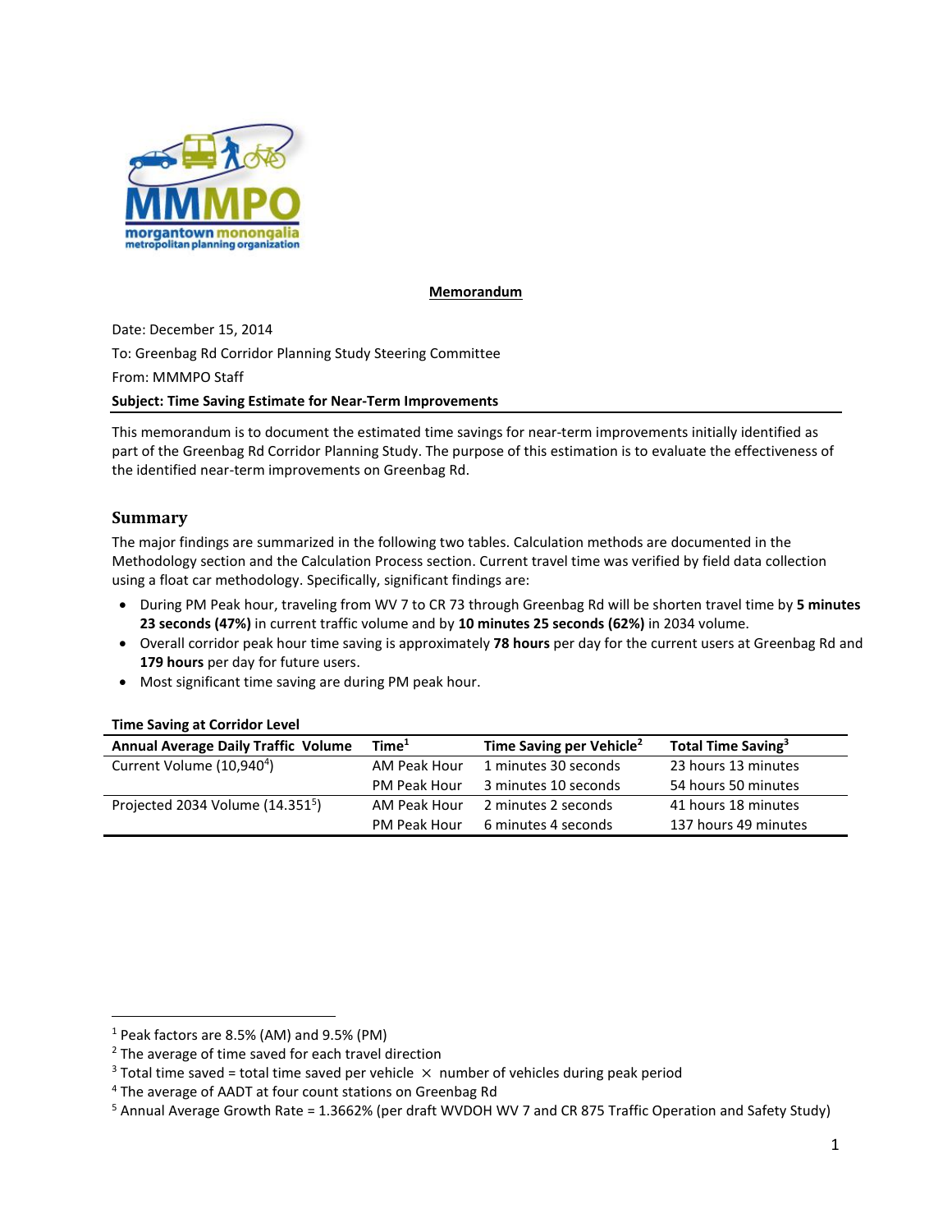**Memorandum**

Date: December 15, 2014

To: Greenbag Rd Corridor Planning Study Steering Committee

From: MMMPO Staff

**Subject: Time Saving Estimate for Near-Term Improvements**

This memorandum is to document the estimated time savings for near-term improvements initially identified as part of the Greenbag Rd Corridor Planning Study. The purpose of this estimation is to evaluate the effectiveness of the identified near-term improvements on Greenbag Rd.

## Summary

The major findings are summarized in the following two tables. Calculation methods are documented in the Methodology section and the Calculation Process section. Current travel time was verified by field data collection using a float car methodology. Specifically, significant findings are:

- During PM Peak hour, traveling from WV 7 to CR 73 through Greenbag Rd will be shorten travel time by **5 minutes 23 seconds (47%)** in current traffic volume and by **10 minutes 25 seconds (62%)** in 2034 volume.
- Overall corridor peak hour time saving is approximately **78 hours** per day for the current users at Greenbag Rd and **179 hours** per day for future users.
- Most significant time saving are during PM peak hour.

**Time Saving at Corridor Level**

| Annual Average Daily Traffic Volume | Time[1] | Time Saving per Vehicle[2] | Total Time Saving[3] |
|---|---|---|---|
| Current Volume (10,940[4]) | AM Peak Hour | 1 minutes 30 seconds | 23 hours 13 minutes |
| | PM Peak Hour | 3 minutes 10 seconds | 54 hours 50 minutes |
| Projected 2034 Volume (14.351[5]) | AM Peak Hour | 2 minutes 2 seconds | 41 hours 18 minutes |
| | PM Peak Hour | 6 minutes 4 seconds | 137 hours 49 minutes |

[1] Peak factors are 8.5% (AM) and 9.5% (PM)

[2] The average of time saved for each travel direction

[3] Total time saved = total time saved per vehicle × number of vehicles during peak period

[4] The average of AADT at four count stations on Greenbag Rd

[5] Annual Average Growth Rate = 1.3662% (per draft WVDOH WV 7 and CR 875 Traffic Operation and Safety Study)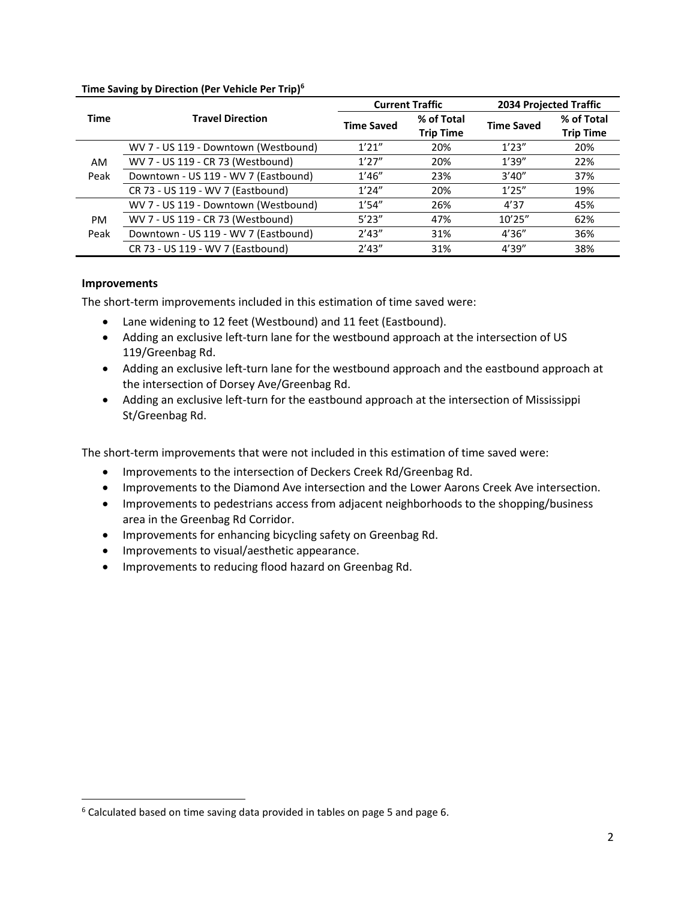**Time Saving by Direction (Per Vehicle Per Trip)[6]**

| Time | Travel Direction | Current Traffic | | 2034 Projected Traffic | |
|---|---|---|---|---|---|
| | | Time Saved | % of Total Trip Time | Time Saved | % of Total Trip Time |
| AM Peak | WV 7 - US 119 - Downtown (Westbound) | 1’21” | 20% | 1’23” | 20% |
| | WV 7 - US 119 - CR 73 (Westbound) | 1’27” | 20% | 1’39” | 22% |
| | Downtown - US 119 - WV 7 (Eastbound) | 1’46” | 23% | 3’40” | 37% |
| | CR 73 - US 119 - WV 7 (Eastbound) | 1’24” | 20% | 1’25” | 19% |
| PM Peak | WV 7 - US 119 - Downtown (Westbound) | 1’54” | 26% | 4’37 | 45% |
| | WV 7 - US 119 - CR 73 (Westbound) | 5’23” | 47% | 10’25” | 62% |
| | Downtown - US 119 - WV 7 (Eastbound) | 2’43” | 31% | 4’36” | 36% |
| | CR 73 - US 119 - WV 7 (Eastbound) | 2’43” | 31% | 4’39” | 38% |

**Improvements**

The short-term improvements included in this estimation of time saved were:

- Lane widening to 12 feet (Westbound) and 11 feet (Eastbound).
- Adding an exclusive left-turn lane for the westbound approach at the intersection of US 119/Greenbag Rd.
- Adding an exclusive left-turn lane for the westbound approach and the eastbound approach at the intersection of Dorsey Ave/Greenbag Rd.
- Adding an exclusive left-turn for the eastbound approach at the intersection of Mississippi St/Greenbag Rd.

The short-term improvements that were not included in this estimation of time saved were:

- Improvements to the intersection of Deckers Creek Rd/Greenbag Rd.
- Improvements to the Diamond Ave intersection and the Lower Aarons Creek Ave intersection.
- Improvements to pedestrians access from adjacent neighborhoods to the shopping/business area in the Greenbag Rd Corridor.
- Improvements for enhancing bicycling safety on Greenbag Rd.
- Improvements to visual/aesthetic appearance.
- Improvements to reducing flood hazard on Greenbag Rd.

[6] Calculated based on time saving data provided in tables on page 5 and page 6.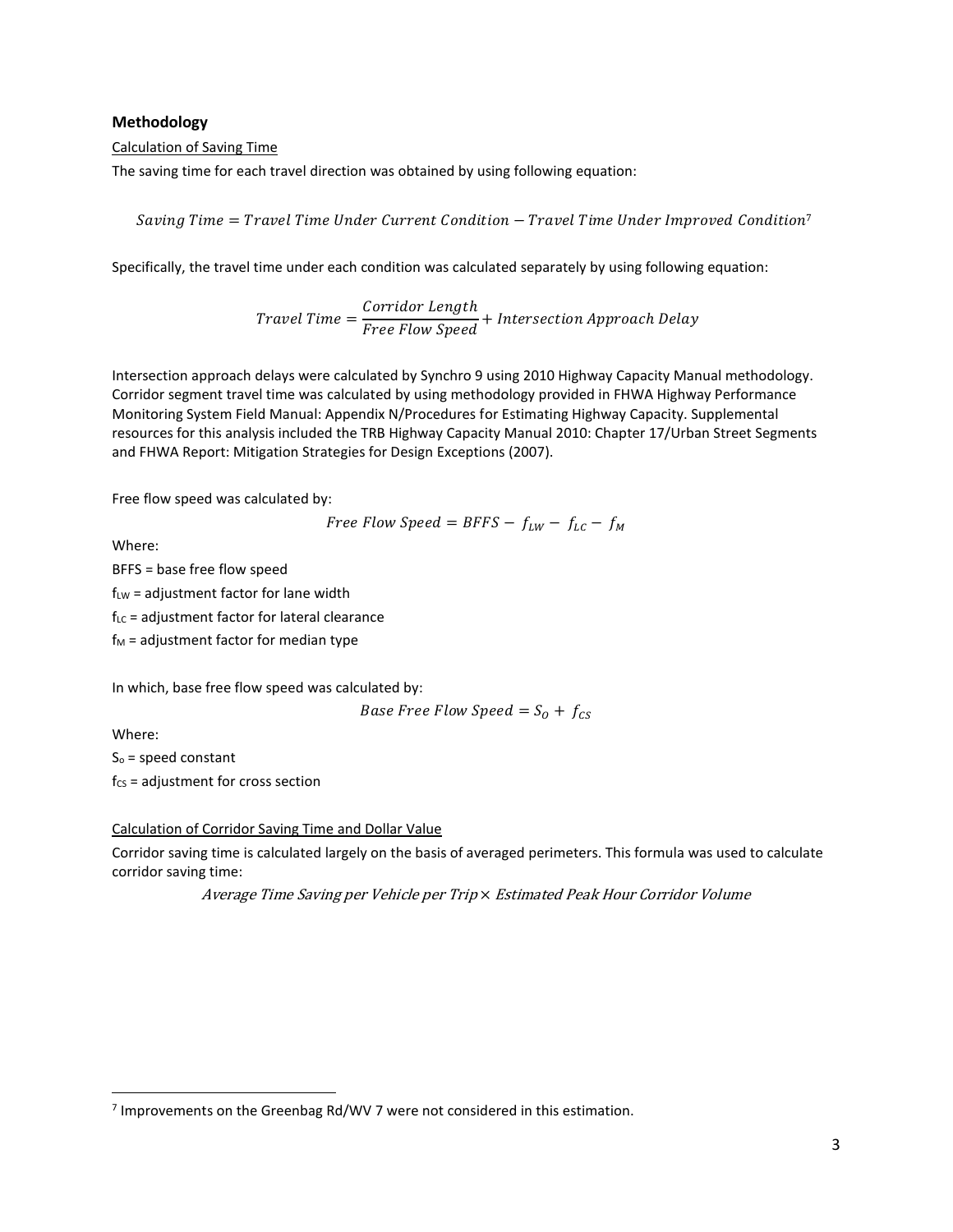## Methodology

Calculation of Saving Time

The saving time for each travel direction was obtained by using following equation:

$$Saving\ Time = Travel\ Time\ Under\ Current\ Condition - Travel\ Time\ Under\ Improved\ Condition$$[7]

Specifically, the travel time under each condition was calculated separately by using following equation:

$$Travel\ Time = \frac{Corridor\ Length}{Free\ Flow\ Speed} + Intersection\ Approach\ Delay$$

Intersection approach delays were calculated by Synchro 9 using 2010 Highway Capacity Manual methodology. Corridor segment travel time was calculated by using methodology provided in FHWA Highway Performance Monitoring System Field Manual: Appendix N/Procedures for Estimating Highway Capacity. Supplemental resources for this analysis included the TRB Highway Capacity Manual 2010: Chapter 17/Urban Street Segments and FHWA Report: Mitigation Strategies for Design Exceptions (2007).

Free flow speed was calculated by:

$$Free\ Flow\ Speed = BFFS - f_{LW} - f_{LC} - f_{M}$$

Where:

BFFS = base free flow speed

$f_{LW}$ = adjustment factor for lane width

$f_{LC}$ = adjustment factor for lateral clearance

$f_{M}$ = adjustment factor for median type

In which, base free flow speed was calculated by:

$$Base\ Free\ Flow\ Speed = S_{O} + f_{CS}$$

Where:

$S_{o}$ = speed constant

$f_{CS}$ = adjustment for cross section

Calculation of Corridor Saving Time and Dollar Value

Corridor saving time is calculated largely on the basis of averaged perimeters. This formula was used to calculate corridor saving time:

$$Average\ Time\ Saving\ per\ Vehicle\ per\ Trip \times Estimated\ Peak\ Hour\ Corridor\ Volume$$

[7] Improvements on the Greenbag Rd/WV 7 were not considered in this estimation.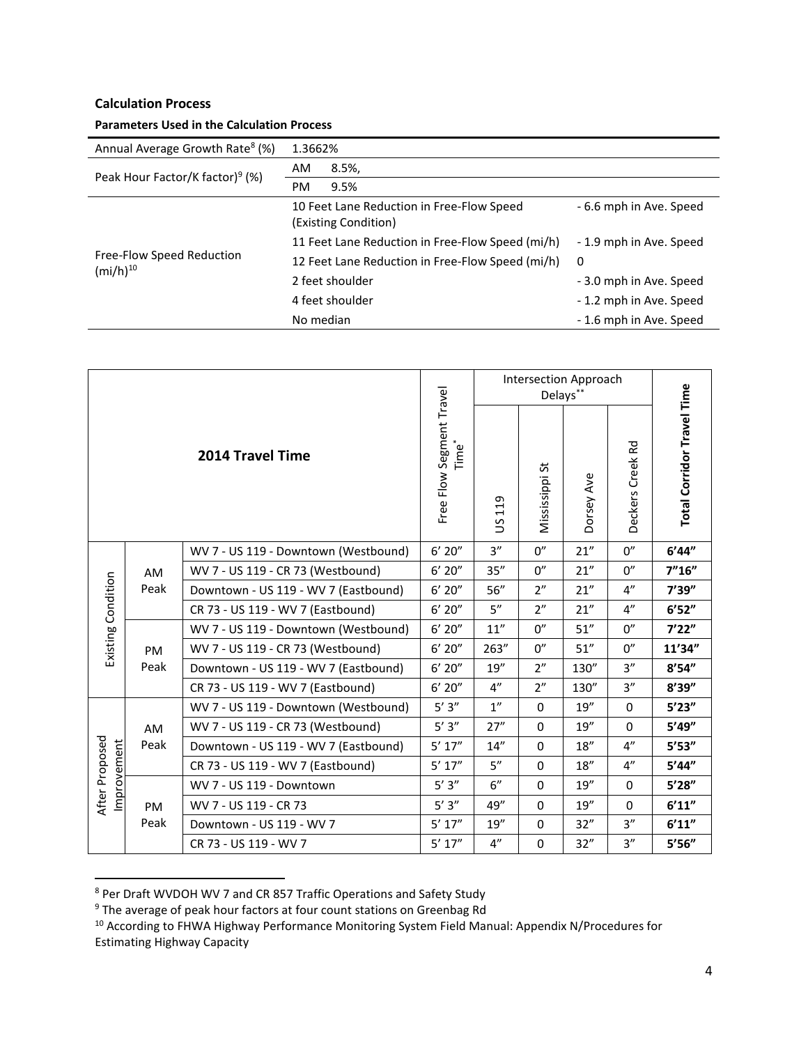**Calculation Process**

**Parameters Used in the Calculation Process**

| | | |
|---|---|---|
| Annual Average Growth Rate[8] (%) | 1.3662% | |
| Peak Hour Factor/K factor)[9] (%) | AM 8.5%, | |
| | PM 9.5% | |
| Free-Flow Speed Reduction (mi/h)[10] | 10 Feet Lane Reduction in Free-Flow Speed (Existing Condition) | - 6.6 mph in Ave. Speed |
| | 11 Feet Lane Reduction in Free-Flow Speed (mi/h) | - 1.9 mph in Ave. Speed |
| | 12 Feet Lane Reduction in Free-Flow Speed (mi/h) | 0 |
| | 2 feet shoulder | - 3.0 mph in Ave. Speed |
| | 4 feet shoulder | - 1.2 mph in Ave. Speed |
| | No median | - 1.6 mph in Ave. Speed |

| 2014 Travel Time | | | Free Flow Segment Travel Time* | Intersection Approach Delays** | | | | Total Corridor Travel Time |
|---|---|---|---|---|---|---|---|---|
| | | | | US 119 | Mississippi St | Dorsey Ave | Deckers Creek Rd | |
| Existing Condition | AM Peak | WV 7 - US 119 - Downtown (Westbound) | 6' 20" | 3" | 0" | 21" | 0" | **6'44"** |
| | | WV 7 - US 119 - CR 73 (Westbound) | 6' 20" | 35" | 0" | 21" | 0" | **7"16"** |
| | | Downtown - US 119 - WV 7 (Eastbound) | 6' 20" | 56" | 2" | 21" | 4" | **7'39"** |
| | | CR 73 - US 119 - WV 7 (Eastbound) | 6' 20" | 5" | 2" | 21" | 4" | **6'52"** |
| | PM Peak | WV 7 - US 119 - Downtown (Westbound) | 6' 20" | 11" | 0" | 51" | 0" | **7'22"** |
| | | WV 7 - US 119 - CR 73 (Westbound) | 6' 20" | 263" | 0" | 51" | 0" | **11'34"** |
| | | Downtown - US 119 - WV 7 (Eastbound) | 6' 20" | 19" | 2" | 130" | 3" | **8'54"** |
| | | CR 73 - US 119 - WV 7 (Eastbound) | 6' 20" | 4" | 2" | 130" | 3" | **8'39"** |
| After Proposed Improvement | AM Peak | WV 7 - US 119 - Downtown (Westbound) | 5' 3" | 1" | 0 | 19" | 0 | **5'23"** |
| | | WV 7 - US 119 - CR 73 (Westbound) | 5' 3" | 27" | 0 | 19" | 0 | **5'49"** |
| | | Downtown - US 119 - WV 7 (Eastbound) | 5' 17" | 14" | 0 | 18" | 4" | **5'53"** |
| | | CR 73 - US 119 - WV 7 (Eastbound) | 5' 17" | 5" | 0 | 18" | 4" | **5'44"** |
| | PM Peak | WV 7 - US 119 - Downtown | 5' 3" | 6" | 0 | 19" | 0 | **5'28"** |
| | | WV 7 - US 119 - CR 73 | 5' 3" | 49" | 0 | 19" | 0 | **6'11"** |
| | | Downtown - US 119 - WV 7 | 5' 17" | 19" | 0 | 32" | 3" | **6'11"** |
| | | CR 73 - US 119 - WV 7 | 5' 17" | 4" | 0 | 32" | 3" | **5'56"** |

[8] Per Draft WVDOH WV 7 and CR 857 Traffic Operations and Safety Study

[9] The average of peak hour factors at four count stations on Greenbag Rd

[10] According to FHWA Highway Performance Monitoring System Field Manual: Appendix N/Procedures for Estimating Highway Capacity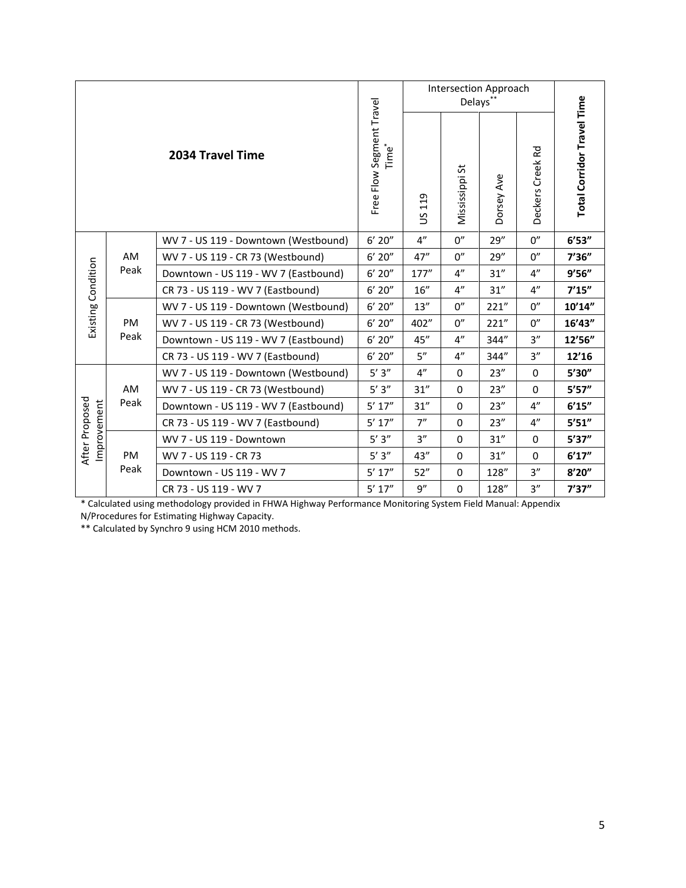| 2034 Travel Time | | | Free Flow Segment Travel Time* | Intersection Approach Delays** | | | | Total Corridor Travel Time |
|---|---|---|---|---|---|---|---|---|
| | | | | US 119 | Mississippi St | Dorsey Ave | Deckers Creek Rd | |
| Existing Condition | AM Peak | WV 7 - US 119 - Downtown (Westbound) | 6' 20" | 4" | 0" | 29" | 0" | **6'53"** |
| | | WV 7 - US 119 - CR 73 (Westbound) | 6' 20" | 47" | 0" | 29" | 0" | **7'36"** |
| | | Downtown - US 119 - WV 7 (Eastbound) | 6' 20" | 177" | 4" | 31" | 4" | **9'56"** |
| | | CR 73 - US 119 - WV 7 (Eastbound) | 6' 20" | 16" | 4" | 31" | 4" | **7'15"** |
| | PM Peak | WV 7 - US 119 - Downtown (Westbound) | 6' 20" | 13" | 0" | 221" | 0" | **10'14"** |
| | | WV 7 - US 119 - CR 73 (Westbound) | 6' 20" | 402" | 0" | 221" | 0" | **16'43"** |
| | | Downtown - US 119 - WV 7 (Eastbound) | 6' 20" | 45" | 4" | 344" | 3" | **12'56"** |
| | | CR 73 - US 119 - WV 7 (Eastbound) | 6' 20" | 5" | 4" | 344" | 3" | **12'16** |
| After Proposed Improvement | AM Peak | WV 7 - US 119 - Downtown (Westbound) | 5' 3" | 4" | 0 | 23" | 0 | **5'30"** |
| | | WV 7 - US 119 - CR 73 (Westbound) | 5' 3" | 31" | 0 | 23" | 0 | **5'57"** |
| | | Downtown - US 119 - WV 7 (Eastbound) | 5' 17" | 31" | 0 | 23" | 4" | **6'15"** |
| | | CR 73 - US 119 - WV 7 (Eastbound) | 5' 17" | 7" | 0 | 23" | 4" | **5'51"** |
| | PM Peak | WV 7 - US 119 - Downtown | 5' 3" | 3" | 0 | 31" | 0 | **5'37"** |
| | | WV 7 - US 119 - CR 73 | 5' 3" | 43" | 0 | 31" | 0 | **6'17"** |
| | | Downtown - US 119 - WV 7 | 5' 17" | 52" | 0 | 128" | 3" | **8'20"** |
| | | CR 73 - US 119 - WV 7 | 5' 17" | 9" | 0 | 128" | 3" | **7'37"** |

* Calculated using methodology provided in FHWA Highway Performance Monitoring System Field Manual: Appendix N/Procedures for Estimating Highway Capacity.

** Calculated by Synchro 9 using HCM 2010 methods.